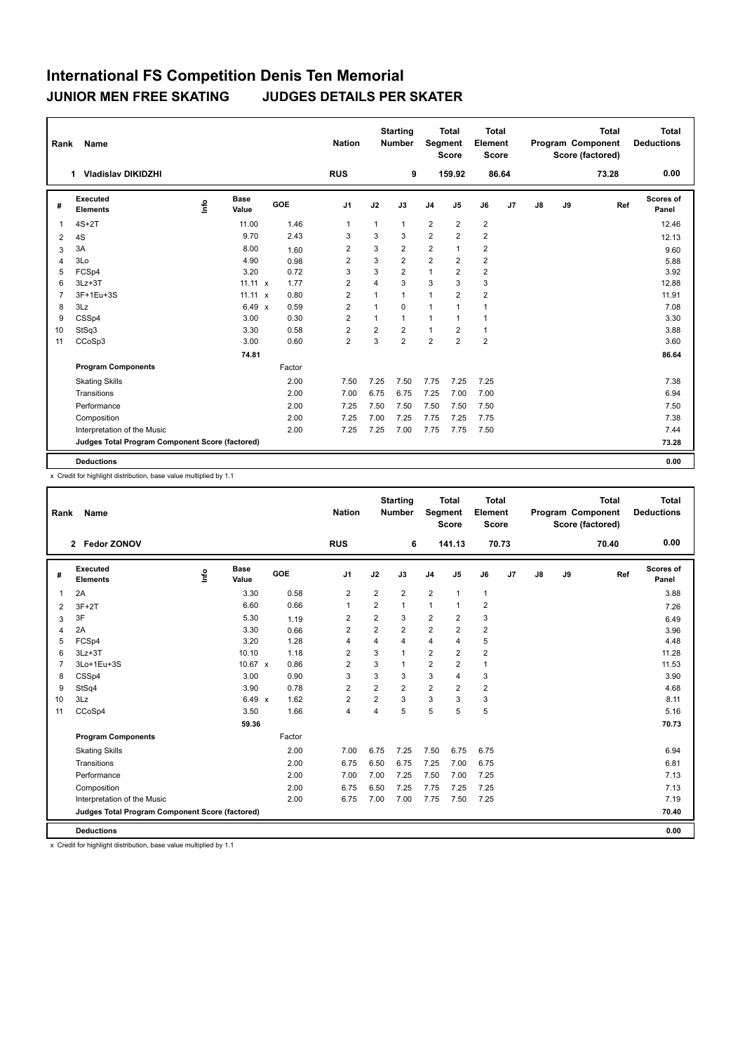# International FS Competition Denis Ten Memorial

## JUNIOR MEN FREE SKATING JUDGES DETAILS PER SKATER

| Rank | Name | Nation | Starting Number | Total Segment Score | Total Element Score | Total Program Component Score (factored) | Total Deductions |
|---|---|---|---|---|---|---|---|
| 1 | Vladislav DIKIDZHI | RUS | 9 | 159.92 | 86.64 | 73.28 | 0.00 |

| # | Executed Elements | Info | Base Value | | GOE | J1 | J2 | J3 | J4 | J5 | J6 | J7 | J8 | J9 | Ref | Scores of Panel |
|---|---|---|---|---|---|---|---|---|---|---|---|---|---|---|---|---|
| 1 | 4S+2T | | 11.00 | | 1.46 | 1 | 1 | 1 | 2 | 2 | 2 | | | | | 12.46 |
| 2 | 4S | | 9.70 | | 2.43 | 3 | 3 | 3 | 2 | 2 | 2 | | | | | 12.13 |
| 3 | 3A | | 8.00 | | 1.60 | 2 | 3 | 2 | 2 | 1 | 2 | | | | | 9.60 |
| 4 | 3Lo | | 4.90 | | 0.98 | 2 | 3 | 2 | 2 | 2 | 2 | | | | | 5.88 |
| 5 | FCSp4 | | 3.20 | | 0.72 | 3 | 3 | 2 | 1 | 2 | 2 | | | | | 3.92 |
| 6 | 3Lz+3T | | 11.11 | x | 1.77 | 2 | 4 | 3 | 3 | 3 | 3 | | | | | 12.88 |
| 7 | 3F+1Eu+3S | | 11.11 | x | 0.80 | 2 | 1 | 1 | 1 | 2 | 2 | | | | | 11.91 |
| 8 | 3Lz | | 6.49 | x | 0.59 | 2 | 1 | 0 | 1 | 1 | 1 | | | | | 7.08 |
| 9 | CSSp4 | | 3.00 | | 0.30 | 2 | 1 | 1 | 1 | 1 | 1 | | | | | 3.30 |
| 10 | StSq3 | | 3.30 | | 0.58 | 2 | 2 | 2 | 1 | 2 | 1 | | | | | 3.88 |
| 11 | CCoSp3 | | 3.00 | | 0.60 | 2 | 3 | 2 | 2 | 2 | 2 | | | | | 3.60 |
| | | | 74.81 | | | | | | | | | | | | | 86.64 |
| | **Program Components** | | | | Factor | | | | | | | | | | | |
| | Skating Skills | | | | 2.00 | 7.50 | 7.25 | 7.50 | 7.75 | 7.25 | 7.25 | | | | | 7.38 |
| | Transitions | | | | 2.00 | 7.00 | 6.75 | 6.75 | 7.25 | 7.00 | 7.00 | | | | | 6.94 |
| | Performance | | | | 2.00 | 7.25 | 7.50 | 7.50 | 7.50 | 7.50 | 7.50 | | | | | 7.50 |
| | Composition | | | | 2.00 | 7.25 | 7.00 | 7.25 | 7.75 | 7.25 | 7.75 | | | | | 7.38 |
| | Interpretation of the Music | | | | 2.00 | 7.25 | 7.25 | 7.00 | 7.75 | 7.75 | 7.50 | | | | | 7.44 |
| | **Judges Total Program Component Score (factored)** | | | | | | | | | | | | | | | 73.28 |
| | **Deductions** | | | | | | | | | | | | | | | 0.00 |

x Credit for highlight distribution, base value multiplied by 1.1

| Rank | Name | Nation | Starting Number | Total Segment Score | Total Element Score | Total Program Component Score (factored) | Total Deductions |
|---|---|---|---|---|---|---|---|
| 2 | Fedor ZONOV | RUS | 6 | 141.13 | 70.73 | 70.40 | 0.00 |

| # | Executed Elements | Info | Base Value | | GOE | J1 | J2 | J3 | J4 | J5 | J6 | J7 | J8 | J9 | Ref | Scores of Panel |
|---|---|---|---|---|---|---|---|---|---|---|---|---|---|---|---|---|
| 1 | 2A | | 3.30 | | 0.58 | 2 | 2 | 2 | 2 | 1 | 1 | | | | | 3.88 |
| 2 | 3F+2T | | 6.60 | | 0.66 | 1 | 2 | 1 | 1 | 1 | 2 | | | | | 7.26 |
| 3 | 3F | | 5.30 | | 1.19 | 2 | 2 | 3 | 2 | 2 | 3 | | | | | 6.49 |
| 4 | 2A | | 3.30 | | 0.66 | 2 | 2 | 2 | 2 | 2 | 2 | | | | | 3.96 |
| 5 | FCSp4 | | 3.20 | | 1.28 | 4 | 4 | 4 | 4 | 4 | 5 | | | | | 4.48 |
| 6 | 3Lz+3T | | 10.10 | | 1.18 | 2 | 3 | 1 | 2 | 2 | 2 | | | | | 11.28 |
| 7 | 3Lo+1Eu+3S | | 10.67 | x | 0.86 | 2 | 3 | 1 | 2 | 2 | 1 | | | | | 11.53 |
| 8 | CSSp4 | | 3.00 | | 0.90 | 3 | 3 | 3 | 3 | 4 | 3 | | | | | 3.90 |
| 9 | StSq4 | | 3.90 | | 0.78 | 2 | 2 | 2 | 2 | 2 | 2 | | | | | 4.68 |
| 10 | 3Lz | | 6.49 | x | 1.62 | 2 | 2 | 3 | 3 | 3 | 3 | | | | | 8.11 |
| 11 | CCoSp4 | | 3.50 | | 1.66 | 4 | 4 | 5 | 5 | 5 | 5 | | | | | 5.16 |
| | | | 59.36 | | | | | | | | | | | | | 70.73 |
| | **Program Components** | | | | Factor | | | | | | | | | | | |
| | Skating Skills | | | | 2.00 | 7.00 | 6.75 | 7.25 | 7.50 | 6.75 | 6.75 | | | | | 6.94 |
| | Transitions | | | | 2.00 | 6.75 | 6.50 | 6.75 | 7.25 | 7.00 | 6.75 | | | | | 6.81 |
| | Performance | | | | 2.00 | 7.00 | 7.00 | 7.25 | 7.50 | 7.00 | 7.25 | | | | | 7.13 |
| | Composition | | | | 2.00 | 6.75 | 6.50 | 7.25 | 7.75 | 7.25 | 7.25 | | | | | 7.13 |
| | Interpretation of the Music | | | | 2.00 | 6.75 | 7.00 | 7.00 | 7.75 | 7.50 | 7.25 | | | | | 7.19 |
| | **Judges Total Program Component Score (factored)** | | | | | | | | | | | | | | | 70.40 |
| | **Deductions** | | | | | | | | | | | | | | | 0.00 |

x Credit for highlight distribution, base value multiplied by 1.1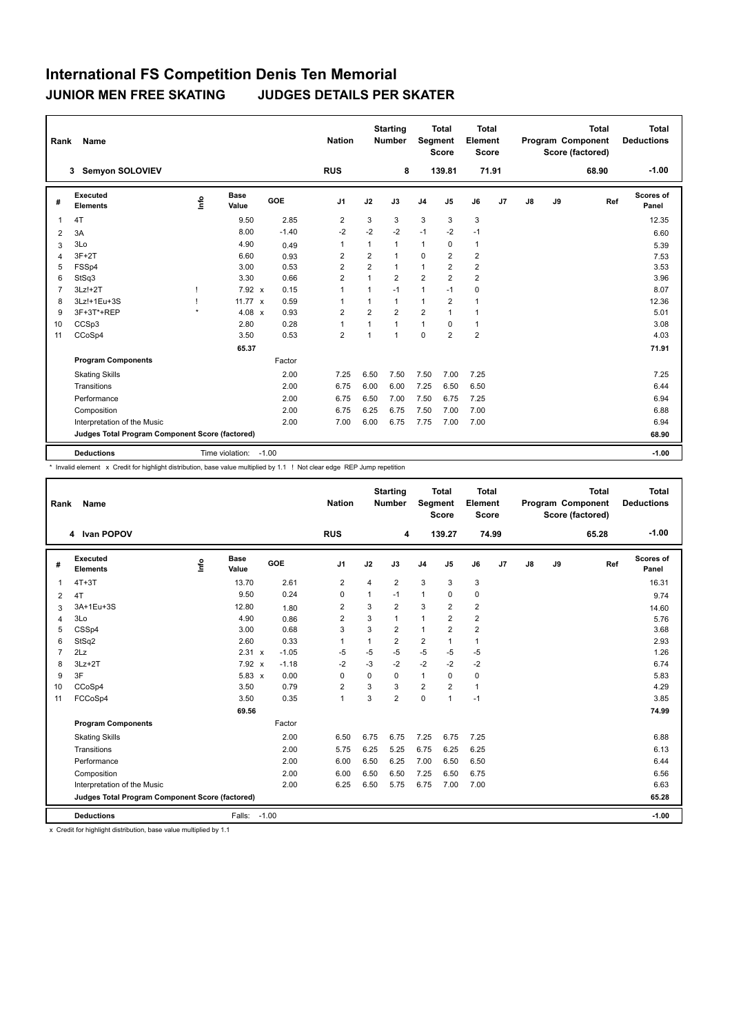# International FS Competition Denis Ten Memorial

## JUNIOR MEN FREE SKATING JUDGES DETAILS PER SKATER

| Rank | Name | Nation | Starting Number | Total Segment Score | Total Element Score | Total Program Component Score (factored) | Total Deductions |
|---|---|---|---|---|---|---|---|
| 3 | Semyon SOLOVIEV | RUS | 8 | 139.81 | 71.91 | 68.90 | -1.00 |

| # | Executed Elements | Info | Base Value | | GOE | J1 | J2 | J3 | J4 | J5 | J6 | J7 | J8 | J9 | Ref | Scores of Panel |
|---|---|---|---|---|---|---|---|---|---|---|---|---|---|---|---|---|
| 1 | 4T | | 9.50 | | 2.85 | 2 | 3 | 3 | 3 | 3 | 3 | | | | | 12.35 |
| 2 | 3A | | 8.00 | | -1.40 | -2 | -2 | -2 | -1 | -2 | -1 | | | | | 6.60 |
| 3 | 3Lo | | 4.90 | | 0.49 | 1 | 1 | 1 | 1 | 0 | 1 | | | | | 5.39 |
| 4 | 3F+2T | | 6.60 | | 0.93 | 2 | 2 | 1 | 0 | 2 | 2 | | | | | 7.53 |
| 5 | FSSp4 | | 3.00 | | 0.53 | 2 | 2 | 1 | 1 | 2 | 2 | | | | | 3.53 |
| 6 | StSq3 | | 3.30 | | 0.66 | 2 | 1 | 2 | 2 | 2 | 2 | | | | | 3.96 |
| 7 | 3Lz!+2T | ! | 7.92 | x | 0.15 | 1 | 1 | -1 | 1 | -1 | 0 | | | | | 8.07 |
| 8 | 3Lz!+1Eu+3S | ! | 11.77 | x | 0.59 | 1 | 1 | 1 | 1 | 2 | 1 | | | | | 12.36 |
| 9 | 3F+3T*+REP | * | 4.08 | x | 0.93 | 2 | 2 | 2 | 2 | 1 | 1 | | | | | 5.01 |
| 10 | CCSp3 | | 2.80 | | 0.28 | 1 | 1 | 1 | 1 | 0 | 1 | | | | | 3.08 |
| 11 | CCoSp4 | | 3.50 | | 0.53 | 2 | 1 | 1 | 0 | 2 | 2 | | | | | 4.03 |
| | | | 65.37 | | | | | | | | | | | | | 71.91 |
| | **Program Components** | | | | Factor | | | | | | | | | | | |
| | Skating Skills | | | | 2.00 | 7.25 | 6.50 | 7.50 | 7.50 | 7.00 | 7.25 | | | | | 7.25 |
| | Transitions | | | | 2.00 | 6.75 | 6.00 | 6.00 | 7.25 | 6.50 | 6.50 | | | | | 6.44 |
| | Performance | | | | 2.00 | 6.75 | 6.50 | 7.00 | 7.50 | 6.75 | 7.25 | | | | | 6.94 |
| | Composition | | | | 2.00 | 6.75 | 6.25 | 6.75 | 7.50 | 7.00 | 7.00 | | | | | 6.88 |
| | Interpretation of the Music | | | | 2.00 | 7.00 | 6.00 | 6.75 | 7.75 | 7.00 | 7.00 | | | | | 6.94 |
| | **Judges Total Program Component Score (factored)** | | | | | | | | | | | | | | | 68.90 |
| | **Deductions** | | Time violation: | | -1.00 | | | | | | | | | | | -1.00 |

\* Invalid element x Credit for highlight distribution, base value multiplied by 1.1 ! Not clear edge REP Jump repetition

| Rank | Name | Nation | Starting Number | Total Segment Score | Total Element Score | Total Program Component Score (factored) | Total Deductions |
|---|---|---|---|---|---|---|---|
| 4 | Ivan POPOV | RUS | 4 | 139.27 | 74.99 | 65.28 | -1.00 |

| # | Executed Elements | Info | Base Value | | GOE | J1 | J2 | J3 | J4 | J5 | J6 | J7 | J8 | J9 | Ref | Scores of Panel |
|---|---|---|---|---|---|---|---|---|---|---|---|---|---|---|---|---|
| 1 | 4T+3T | | 13.70 | | 2.61 | 2 | 4 | 2 | 3 | 3 | 3 | | | | | 16.31 |
| 2 | 4T | | 9.50 | | 0.24 | 0 | 1 | -1 | 1 | 0 | 0 | | | | | 9.74 |
| 3 | 3A+1Eu+3S | | 12.80 | | 1.80 | 2 | 3 | 2 | 3 | 2 | 2 | | | | | 14.60 |
| 4 | 3Lo | | 4.90 | | 0.86 | 2 | 3 | 1 | 1 | 2 | 2 | | | | | 5.76 |
| 5 | CSSp4 | | 3.00 | | 0.68 | 3 | 3 | 2 | 1 | 2 | 2 | | | | | 3.68 |
| 6 | StSq2 | | 2.60 | | 0.33 | 1 | 1 | 2 | 2 | 1 | 1 | | | | | 2.93 |
| 7 | 2Lz | | 2.31 | x | -1.05 | -5 | -5 | -5 | -5 | -5 | -5 | | | | | 1.26 |
| 8 | 3Lz+2T | | 7.92 | x | -1.18 | -2 | -3 | -2 | -2 | -2 | -2 | | | | | 6.74 |
| 9 | 3F | | 5.83 | x | 0.00 | 0 | 0 | 0 | 1 | 0 | 0 | | | | | 5.83 |
| 10 | CCoSp4 | | 3.50 | | 0.79 | 2 | 3 | 3 | 2 | 2 | 1 | | | | | 4.29 |
| 11 | FCCoSp4 | | 3.50 | | 0.35 | 1 | 3 | 2 | 0 | 1 | -1 | | | | | 3.85 |
| | | | 69.56 | | | | | | | | | | | | | 74.99 |
| | **Program Components** | | | | Factor | | | | | | | | | | | |
| | Skating Skills | | | | 2.00 | 6.50 | 6.75 | 6.75 | 7.25 | 6.75 | 7.25 | | | | | 6.88 |
| | Transitions | | | | 2.00 | 5.75 | 6.25 | 5.25 | 6.75 | 6.25 | 6.25 | | | | | 6.13 |
| | Performance | | | | 2.00 | 6.00 | 6.50 | 6.25 | 7.00 | 6.50 | 6.50 | | | | | 6.44 |
| | Composition | | | | 2.00 | 6.00 | 6.50 | 6.50 | 7.25 | 6.50 | 6.75 | | | | | 6.56 |
| | Interpretation of the Music | | | | 2.00 | 6.25 | 6.50 | 5.75 | 6.75 | 7.00 | 7.00 | | | | | 6.63 |
| | **Judges Total Program Component Score (factored)** | | | | | | | | | | | | | | | 65.28 |
| | **Deductions** | | Falls: | | -1.00 | | | | | | | | | | | -1.00 |

x Credit for highlight distribution, base value multiplied by 1.1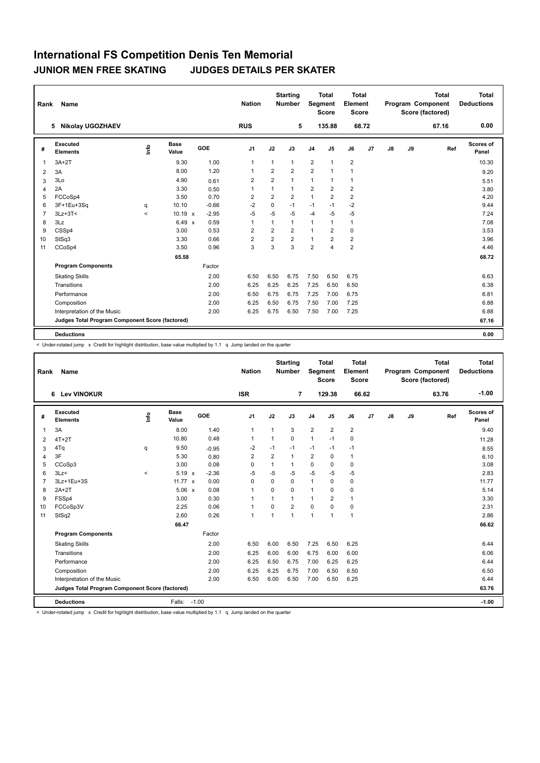# International FS Competition Denis Ten Memorial

## JUNIOR MEN FREE SKATING    JUDGES DETAILS PER SKATER

| Rank | Name | Nation | Starting Number | Total Segment Score | Total Element Score | Total Program Component Score (factored) | Total Deductions |
|---|---|---|---|---|---|---|---|
| 5 | Nikolay UGOZHAEV | RUS | 5 | 135.88 | 68.72 | 67.16 | 0.00 |

| # | Executed Elements | Info | Base Value | | GOE | J1 | J2 | J3 | J4 | J5 | J6 | J7 | J8 | J9 | Ref | Scores of Panel |
|---|---|---|---|---|---|---|---|---|---|---|---|---|---|---|---|---|
| 1 | 3A+2T | | 9.30 | | 1.00 | 1 | 1 | 1 | 2 | 1 | 2 | | | | | 10.30 |
| 2 | 3A | | 8.00 | | 1.20 | 1 | 2 | 2 | 2 | 1 | 1 | | | | | 9.20 |
| 3 | 3Lo | | 4.90 | | 0.61 | 2 | 2 | 1 | 1 | 1 | 1 | | | | | 5.51 |
| 4 | 2A | | 3.30 | | 0.50 | 1 | 1 | 1 | 2 | 2 | 2 | | | | | 3.80 |
| 5 | FCCoSp4 | | 3.50 | | 0.70 | 2 | 2 | 2 | 1 | 2 | 2 | | | | | 4.20 |
| 6 | 3F+1Eu+3Sq | q | 10.10 | | -0.66 | -2 | 0 | -1 | -1 | -1 | -2 | | | | | 9.44 |
| 7 | 3Lz+3T< | < | 10.19 | x | -2.95 | -5 | -5 | -5 | -4 | -5 | -5 | | | | | 7.24 |
| 8 | 3Lz | | 6.49 | x | 0.59 | 1 | 1 | 1 | 1 | 1 | 1 | | | | | 7.08 |
| 9 | CSSp4 | | 3.00 | | 0.53 | 2 | 2 | 2 | 1 | 2 | 0 | | | | | 3.53 |
| 10 | StSq3 | | 3.30 | | 0.66 | 2 | 2 | 2 | 1 | 2 | 2 | | | | | 3.96 |
| 11 | CCoSp4 | | 3.50 | | 0.96 | 3 | 3 | 3 | 2 | 4 | 2 | | | | | 4.46 |
| | | | 65.58 | | | | | | | | | | | | | 68.72 |
| | **Program Components** | | | | Factor | | | | | | | | | | | |
| | Skating Skills | | | | 2.00 | 6.50 | 6.50 | 6.75 | 7.50 | 6.50 | 6.75 | | | | | 6.63 |
| | Transitions | | | | 2.00 | 6.25 | 6.25 | 6.25 | 7.25 | 6.50 | 6.50 | | | | | 6.38 |
| | Performance | | | | 2.00 | 6.50 | 6.75 | 6.75 | 7.25 | 7.00 | 6.75 | | | | | 6.81 |
| | Composition | | | | 2.00 | 6.25 | 6.50 | 6.75 | 7.50 | 7.00 | 7.25 | | | | | 6.88 |
| | Interpretation of the Music | | | | 2.00 | 6.25 | 6.75 | 6.50 | 7.50 | 7.00 | 7.25 | | | | | 6.88 |
| | **Judges Total Program Component Score (factored)** | | | | | | | | | | | | | | | 67.16 |
| | **Deductions** | | | | | | | | | | | | | | | 0.00 |

< Under-rotated jump x Credit for highlight distribution, base value multiplied by 1.1 q Jump landed on the quarter

| Rank | Name | Nation | Starting Number | Total Segment Score | Total Element Score | Total Program Component Score (factored) | Total Deductions |
|---|---|---|---|---|---|---|---|
| 6 | Lev VINOKUR | ISR | 7 | 129.38 | 66.62 | 63.76 | -1.00 |

| # | Executed Elements | Info | Base Value | | GOE | J1 | J2 | J3 | J4 | J5 | J6 | J7 | J8 | J9 | Ref | Scores of Panel |
|---|---|---|---|---|---|---|---|---|---|---|---|---|---|---|---|---|
| 1 | 3A | | 8.00 | | 1.40 | 1 | 1 | 3 | 2 | 2 | 2 | | | | | 9.40 |
| 2 | 4T+2T | | 10.80 | | 0.48 | 1 | 1 | 0 | 1 | -1 | 0 | | | | | 11.28 |
| 3 | 4Tq | q | 9.50 | | -0.95 | -2 | -1 | -1 | -1 | -1 | -1 | | | | | 8.55 |
| 4 | 3F | | 5.30 | | 0.80 | 2 | 2 | 1 | 2 | 0 | 1 | | | | | 6.10 |
| 5 | CCoSp3 | | 3.00 | | 0.08 | 0 | 1 | 1 | 0 | 0 | 0 | | | | | 3.08 |
| 6 | 3Lz< | < | 5.19 | x | -2.36 | -5 | -5 | -5 | -5 | -5 | -5 | | | | | 2.83 |
| 7 | 3Lz+1Eu+3S | | 11.77 | x | 0.00 | 0 | 0 | 0 | 1 | 0 | 0 | | | | | 11.77 |
| 8 | 2A+2T | | 5.06 | x | 0.08 | 1 | 0 | 0 | 1 | 0 | 0 | | | | | 5.14 |
| 9 | FSSp4 | | 3.00 | | 0.30 | 1 | 1 | 1 | 1 | 2 | 1 | | | | | 3.30 |
| 10 | FCCoSp3V | | 2.25 | | 0.06 | 1 | 0 | 2 | 0 | 0 | 0 | | | | | 2.31 |
| 11 | StSq2 | | 2.60 | | 0.26 | 1 | 1 | 1 | 1 | 1 | 1 | | | | | 2.86 |
| | | | 66.47 | | | | | | | | | | | | | 66.62 |
| | **Program Components** | | | | Factor | | | | | | | | | | | |
| | Skating Skills | | | | 2.00 | 6.50 | 6.00 | 6.50 | 7.25 | 6.50 | 6.25 | | | | | 6.44 |
| | Transitions | | | | 2.00 | 6.25 | 6.00 | 6.00 | 6.75 | 6.00 | 6.00 | | | | | 6.06 |
| | Performance | | | | 2.00 | 6.25 | 6.50 | 6.75 | 7.00 | 6.25 | 6.25 | | | | | 6.44 |
| | Composition | | | | 2.00 | 6.25 | 6.25 | 6.75 | 7.00 | 6.50 | 6.50 | | | | | 6.50 |
| | Interpretation of the Music | | | | 2.00 | 6.50 | 6.00 | 6.50 | 7.00 | 6.50 | 6.25 | | | | | 6.44 |
| | **Judges Total Program Component Score (factored)** | | | | | | | | | | | | | | | 63.76 |
| | **Deductions** | | Falls: | -1.00 | | | | | | | | | | | | -1.00 |

< Under-rotated jump x Credit for highlight distribution, base value multiplied by 1.1 q Jump landed on the quarter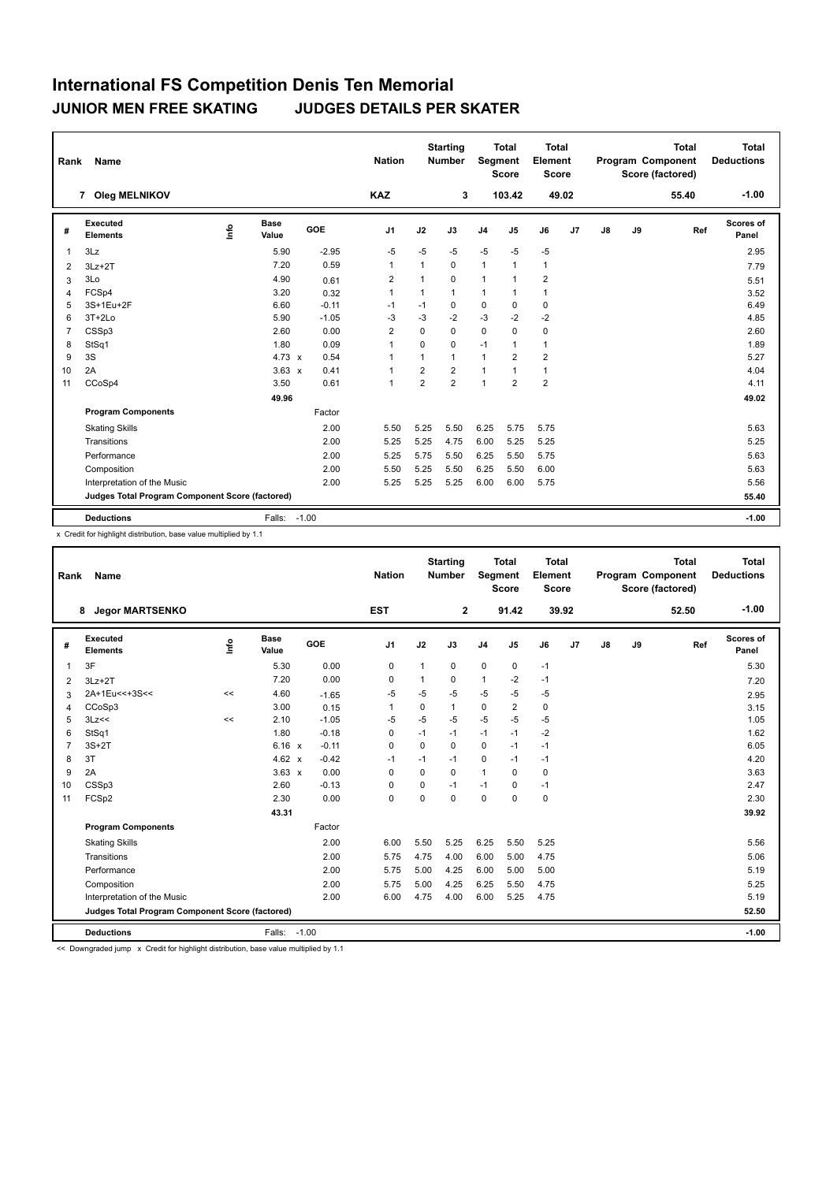# International FS Competition Denis Ten Memorial

## JUNIOR MEN FREE SKATING JUDGES DETAILS PER SKATER

| Rank | Name | Nation | Starting Number | Total Segment Score | Total Element Score | Total Program Component Score (factored) | Total Deductions |
|---|---|---|---|---|---|---|---|
| 7 | Oleg MELNIKOV | KAZ | 3 | 103.42 | 49.02 | 55.40 | -1.00 |

| # | Executed Elements | Info | Base Value | | GOE | J1 | J2 | J3 | J4 | J5 | J6 | J7 | J8 | J9 | Ref | Scores of Panel |
|---|---|---|---|---|---|---|---|---|---|---|---|---|---|---|---|---|
| 1 | 3Lz | | 5.90 | | -2.95 | -5 | -5 | -5 | -5 | -5 | -5 | | | | | 2.95 |
| 2 | 3Lz+2T | | 7.20 | | 0.59 | 1 | 1 | 0 | 1 | 1 | 1 | | | | | 7.79 |
| 3 | 3Lo | | 4.90 | | 0.61 | 2 | 1 | 0 | 1 | 1 | 2 | | | | | 5.51 |
| 4 | FCSp4 | | 3.20 | | 0.32 | 1 | 1 | 1 | 1 | 1 | 1 | | | | | 3.52 |
| 5 | 3S+1Eu+2F | | 6.60 | | -0.11 | -1 | -1 | 0 | 0 | 0 | 0 | | | | | 6.49 |
| 6 | 3T+2Lo | | 5.90 | | -1.05 | -3 | -3 | -2 | -3 | -2 | -2 | | | | | 4.85 |
| 7 | CSSp3 | | 2.60 | | 0.00 | 2 | 0 | 0 | 0 | 0 | 0 | | | | | 2.60 |
| 8 | StSq1 | | 1.80 | | 0.09 | 1 | 0 | 0 | -1 | 1 | 1 | | | | | 1.89 |
| 9 | 3S | | 4.73 | x | 0.54 | 1 | 1 | 1 | 1 | 2 | 2 | | | | | 5.27 |
| 10 | 2A | | 3.63 | x | 0.41 | 1 | 2 | 2 | 1 | 1 | 1 | | | | | 4.04 |
| 11 | CCoSp4 | | 3.50 | | 0.61 | 1 | 2 | 2 | 1 | 2 | 2 | | | | | 4.11 |
| | | | 49.96 | | | | | | | | | | | | | 49.02 |
| | **Program Components** | | | | Factor | | | | | | | | | | | |
| | Skating Skills | | | | 2.00 | 5.50 | 5.25 | 5.50 | 6.25 | 5.75 | 5.75 | | | | | 5.63 |
| | Transitions | | | | 2.00 | 5.25 | 5.25 | 4.75 | 6.00 | 5.25 | 5.25 | | | | | 5.25 |
| | Performance | | | | 2.00 | 5.25 | 5.75 | 5.50 | 6.25 | 5.50 | 5.75 | | | | | 5.63 |
| | Composition | | | | 2.00 | 5.50 | 5.25 | 5.50 | 6.25 | 5.50 | 6.00 | | | | | 5.63 |
| | Interpretation of the Music | | | | 2.00 | 5.25 | 5.25 | 5.25 | 6.00 | 6.00 | 5.75 | | | | | 5.56 |
| | **Judges Total Program Component Score (factored)** | | | | | | | | | | | | | | | 55.40 |
| | **Deductions** | | Falls: | | -1.00 | | | | | | | | | | | -1.00 |

x Credit for highlight distribution, base value multiplied by 1.1

| Rank | Name | Nation | Starting Number | Total Segment Score | Total Element Score | Total Program Component Score (factored) | Total Deductions |
|---|---|---|---|---|---|---|---|
| 8 | Jegor MARTSENKO | EST | 2 | 91.42 | 39.92 | 52.50 | -1.00 |

| # | Executed Elements | Info | Base Value | | GOE | J1 | J2 | J3 | J4 | J5 | J6 | J7 | J8 | J9 | Ref | Scores of Panel |
|---|---|---|---|---|---|---|---|---|---|---|---|---|---|---|---|---|
| 1 | 3F | | 5.30 | | 0.00 | 0 | 1 | 0 | 0 | 0 | -1 | | | | | 5.30 |
| 2 | 3Lz+2T | | 7.20 | | 0.00 | 0 | 1 | 0 | 1 | -2 | -1 | | | | | 7.20 |
| 3 | 2A+1Eu<<+3S<< | << | 4.60 | | -1.65 | -5 | -5 | -5 | -5 | -5 | -5 | | | | | 2.95 |
| 4 | CCoSp3 | | 3.00 | | 0.15 | 1 | 0 | 1 | 0 | 2 | 0 | | | | | 3.15 |
| 5 | 3Lz<< | << | 2.10 | | -1.05 | -5 | -5 | -5 | -5 | -5 | -5 | | | | | 1.05 |
| 6 | StSq1 | | 1.80 | | -0.18 | 0 | -1 | -1 | -1 | -1 | -2 | | | | | 1.62 |
| 7 | 3S+2T | | 6.16 | x | -0.11 | 0 | 0 | 0 | 0 | -1 | -1 | | | | | 6.05 |
| 8 | 3T | | 4.62 | x | -0.42 | -1 | -1 | -1 | 0 | -1 | -1 | | | | | 4.20 |
| 9 | 2A | | 3.63 | x | 0.00 | 0 | 0 | 0 | 1 | 0 | 0 | | | | | 3.63 |
| 10 | CSSp3 | | 2.60 | | -0.13 | 0 | 0 | -1 | -1 | 0 | -1 | | | | | 2.47 |
| 11 | FCSp2 | | 2.30 | | 0.00 | 0 | 0 | 0 | 0 | 0 | 0 | | | | | 2.30 |
| | | | 43.31 | | | | | | | | | | | | | 39.92 |
| | **Program Components** | | | | Factor | | | | | | | | | | | |
| | Skating Skills | | | | 2.00 | 6.00 | 5.50 | 5.25 | 6.25 | 5.50 | 5.25 | | | | | 5.56 |
| | Transitions | | | | 2.00 | 5.75 | 4.75 | 4.00 | 6.00 | 5.00 | 4.75 | | | | | 5.06 |
| | Performance | | | | 2.00 | 5.75 | 5.00 | 4.25 | 6.00 | 5.00 | 5.00 | | | | | 5.19 |
| | Composition | | | | 2.00 | 5.75 | 5.00 | 4.25 | 6.25 | 5.50 | 4.75 | | | | | 5.25 |
| | Interpretation of the Music | | | | 2.00 | 6.00 | 4.75 | 4.00 | 6.00 | 5.25 | 4.75 | | | | | 5.19 |
| | **Judges Total Program Component Score (factored)** | | | | | | | | | | | | | | | 52.50 |
| | **Deductions** | | Falls: | | -1.00 | | | | | | | | | | | -1.00 |

<< Downgraded jump x Credit for highlight distribution, base value multiplied by 1.1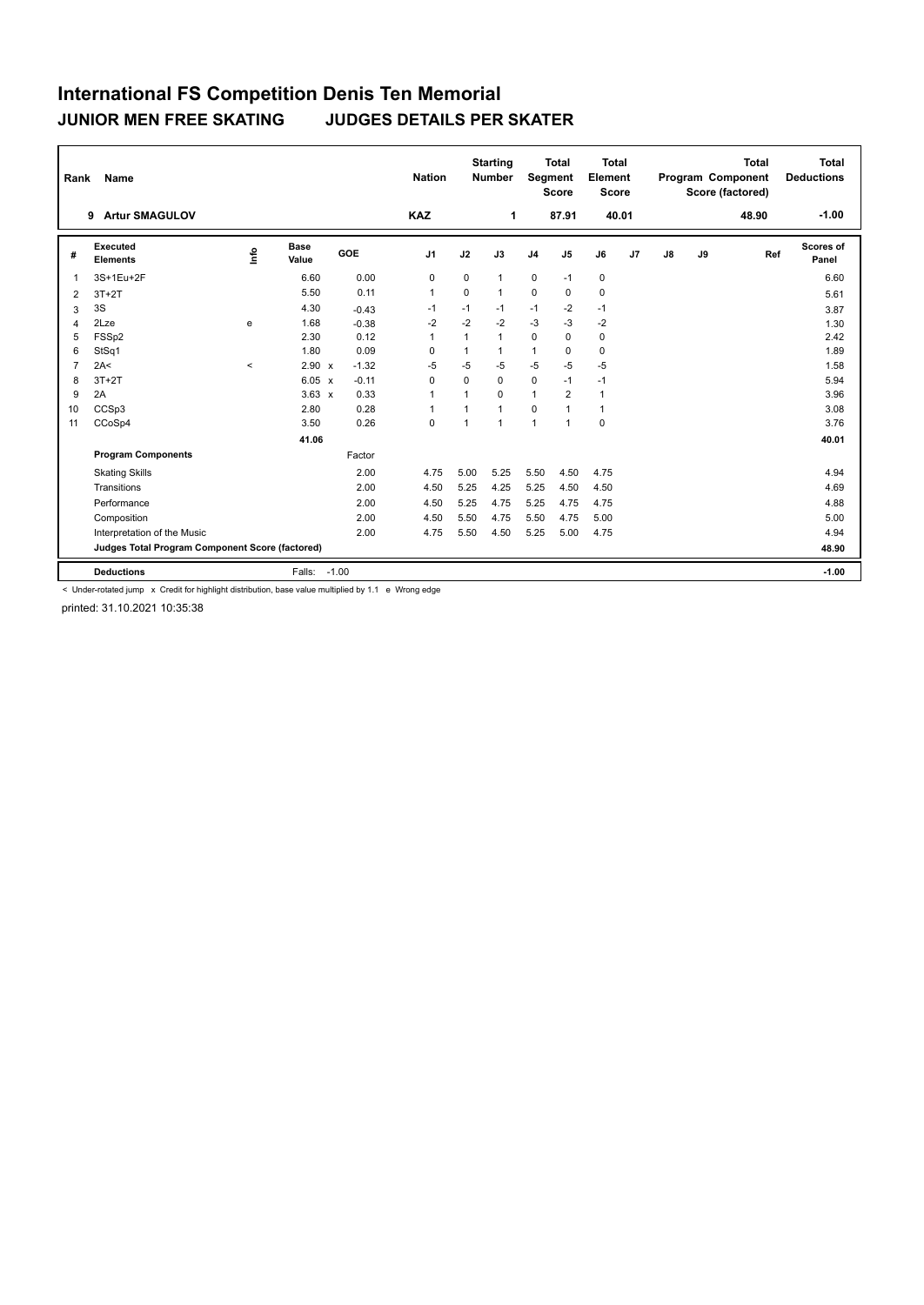# International FS Competition Denis Ten Memorial

## JUNIOR MEN FREE SKATING JUDGES DETAILS PER SKATER

| Rank | Name | Nation | Starting Number | Total Segment Score | Total Element Score | Total Program Component Score (factored) | Total Deductions |
|---|---|---|---|---|---|---|---|
| 9 | Artur SMAGULOV | KAZ | 1 | 87.91 | 40.01 | 48.90 | -1.00 |

| # | Executed Elements | Info | Base Value | | GOE | J1 | J2 | J3 | J4 | J5 | J6 | J7 | J8 | J9 | Ref | Scores of Panel |
|---|---|---|---|---|---|---|---|---|---|---|---|---|---|---|---|---|
| 1 | 3S+1Eu+2F | | 6.60 | | 0.00 | 0 | 0 | 1 | 0 | -1 | 0 | | | | | 6.60 |
| 2 | 3T+2T | | 5.50 | | 0.11 | 1 | 0 | 1 | 0 | 0 | 0 | | | | | 5.61 |
| 3 | 3S | | 4.30 | | -0.43 | -1 | -1 | -1 | -1 | -2 | -1 | | | | | 3.87 |
| 4 | 2Lze | e | 1.68 | | -0.38 | -2 | -2 | -2 | -3 | -3 | -2 | | | | | 1.30 |
| 5 | FSSp2 | | 2.30 | | 0.12 | 1 | 1 | 1 | 0 | 0 | 0 | | | | | 2.42 |
| 6 | StSq1 | | 1.80 | | 0.09 | 0 | 1 | 1 | 1 | 0 | 0 | | | | | 1.89 |
| 7 | 2A< | < | 2.90 | x | -1.32 | -5 | -5 | -5 | -5 | -5 | -5 | | | | | 1.58 |
| 8 | 3T+2T | | 6.05 | x | -0.11 | 0 | 0 | 0 | 0 | -1 | -1 | | | | | 5.94 |
| 9 | 2A | | 3.63 | x | 0.33 | 1 | 1 | 0 | 1 | 2 | 1 | | | | | 3.96 |
| 10 | CCSp3 | | 2.80 | | 0.28 | 1 | 1 | 1 | 0 | 1 | 1 | | | | | 3.08 |
| 11 | CCoSp4 | | 3.50 | | 0.26 | 0 | 1 | 1 | 1 | 1 | 0 | | | | | 3.76 |
| | | | 41.06 | | | | | | | | | | | | | 40.01 |
| | **Program Components** | | | | Factor | | | | | | | | | | | |
| | Skating Skills | | | | 2.00 | 4.75 | 5.00 | 5.25 | 5.50 | 4.50 | 4.75 | | | | | 4.94 |
| | Transitions | | | | 2.00 | 4.50 | 5.25 | 4.25 | 5.25 | 4.50 | 4.50 | | | | | 4.69 |
| | Performance | | | | 2.00 | 4.50 | 5.25 | 4.75 | 5.25 | 4.75 | 4.75 | | | | | 4.88 |
| | Composition | | | | 2.00 | 4.50 | 5.50 | 4.75 | 5.50 | 4.75 | 5.00 | | | | | 5.00 |
| | Interpretation of the Music | | | | 2.00 | 4.75 | 5.50 | 4.50 | 5.25 | 5.00 | 4.75 | | | | | 4.94 |
| | **Judges Total Program Component Score (factored)** | | | | | | | | | | | | | | | **48.90** |
| | **Deductions** | | Falls: | | -1.00 | | | | | | | | | | | **-1.00** |

< Under-rotated jump x Credit for highlight distribution, base value multiplied by 1.1 e Wrong edge

printed: 31.10.2021 10:35:38